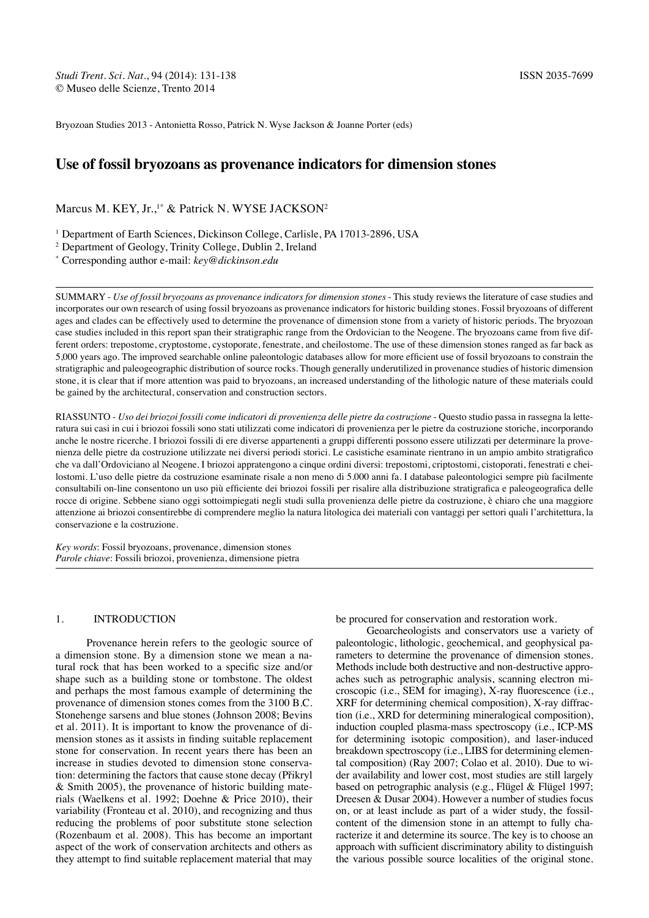Bryozoan Studies 2013 - Antonietta Rosso, Patrick N. Wyse Jackson & Joanne Porter (eds)

# Use of fossil bryozoans as provenance indicators for dimension stones

Marcus M. KEY, Jr.,[1*] & Patrick N. WYSE JACKSON[2]

[1] Department of Earth Sciences, Dickinson College, Carlisle, PA 17013-2896, USA
[2] Department of Geology, Trinity College, Dublin 2, Ireland
[*] Corresponding author e-mail: *key@dickinson.edu*

SUMMARY - *Use of fossil bryozoans as provenance indicators for dimension stones* - This study reviews the literature of case studies and incorporates our own research of using fossil bryozoans as provenance indicators for historic building stones. Fossil bryozoans of different ages and clades can be effectively used to determine the provenance of dimension stone from a variety of historic periods. The bryozoan case studies included in this report span their stratigraphic range from the Ordovician to the Neogene. The bryozoans came from five different orders: trepostome, cryptostome, cystoporate, fenestrate, and cheilostome. The use of these dimension stones ranged as far back as 5,000 years ago. The improved searchable online paleontologic databases allow for more efficient use of fossil bryozoans to constrain the stratigraphic and paleogeographic distribution of source rocks. Though generally underutilized in provenance studies of historic dimension stone, it is clear that if more attention was paid to bryozoans, an increased understanding of the lithologic nature of these materials could be gained by the architectural, conservation and construction sectors.

RIASSUNTO - *Uso dei briozoi fossili come indicatori di provenienza delle pietre da costruzione* - Questo studio passa in rassegna la letteratura sui casi in cui i briozoi fossili sono stati utilizzati come indicatori di provenienza per le pietre da costruzione storiche, incorporando anche le nostre ricerche. I briozoi fossili di ere diverse appartenenti a gruppi differenti possono essere utilizzati per determinare la provenienza delle pietre da costruzione utilizzate nei diversi periodi storici. Le casistiche esaminate rientrano in un ampio ambito stratigrafico che va dall'Ordoviciano al Neogene. I briozoi appratengono a cinque ordini diversi: trepostomi, criptostomi, cistoporati, fenestrati e cheilostomi. L'uso delle pietre da costruzione esaminate risale a non meno di 5.000 anni fa. I database paleontologici sempre più facilmente consultabili on-line consentono un uso più efficiente dei briozoi fossili per risalire alla distribuzione stratigrafica e paleogeografica delle rocce di origine. Sebbene siano oggi sottoimpiegati negli studi sulla provenienza delle pietre da costruzione, è chiaro che una maggiore attenzione ai briozoi consentirebbe di comprendere meglio la natura litologica dei materiali con vantaggi per settori quali l'architettura, la conservazione e la costruzione.

*Key words*: Fossil bryozoans, provenance, dimension stones
*Parole chiave*: Fossili briozoi, provenienza, dimensione pietra

## 1. INTRODUCTION

Provenance herein refers to the geologic source of a dimension stone. By a dimension stone we mean a natural rock that has been worked to a specific size and/or shape such as a building stone or tombstone. The oldest and perhaps the most famous example of determining the provenance of dimension stones comes from the 3100 B.C. Stonehenge sarsens and blue stones (Johnson 2008; Bevins et al. 2011). It is important to know the provenance of dimension stones as it assists in finding suitable replacement stone for conservation. In recent years there has been an increase in studies devoted to dimension stone conservation: determining the factors that cause stone decay (Přikryl & Smith 2005), the provenance of historic building materials (Waelkens et al. 1992; Doehne & Price 2010), their variability (Fronteau et al. 2010), and recognizing and thus reducing the problems of poor substitute stone selection (Rozenbaum et al. 2008). This has become an important aspect of the work of conservation architects and others as they attempt to find suitable replacement material that may be procured for conservation and restoration work.

Geoarcheologists and conservators use a variety of paleontologic, lithologic, geochemical, and geophysical parameters to determine the provenance of dimension stones. Methods include both destructive and non-destructive approaches such as petrographic analysis, scanning electron microscopic (i.e., SEM for imaging), X-ray fluorescence (i.e., XRF for determining chemical composition), X-ray diffraction (i.e., XRD for determining mineralogical composition), induction coupled plasma-mass spectroscopy (i.e., ICP-MS for determining isotopic composition), and laser-induced breakdown spectroscopy (i.e., LIBS for determining elemental composition) (Ray 2007; Colao et al. 2010). Due to wider availability and lower cost, most studies are still largely based on petrographic analysis (e.g., Flügel & Flügel 1997; Dreesen & Dusar 2004). However a number of studies focus on, or at least include as part of a wider study, the fossil content of the dimension stone in an attempt to fully characterize it and determine its source. The key is to choose an approach with sufficient discriminatory ability to distinguish the various possible source localities of the original stone.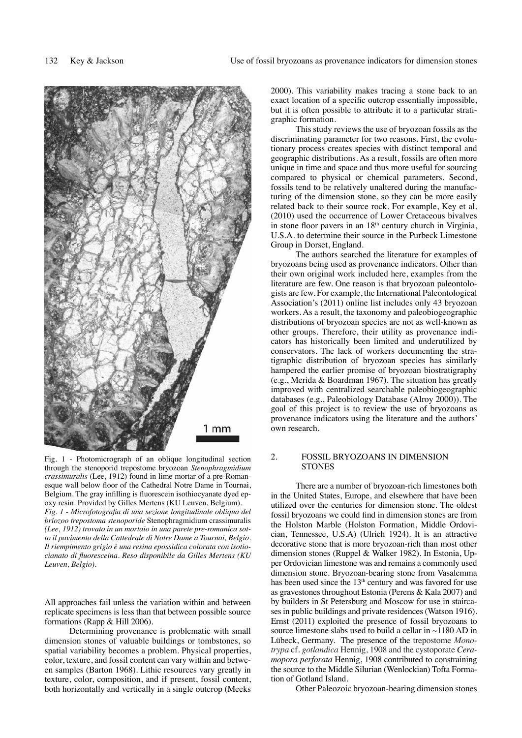Fig. 1 - Photomicrograph of an oblique longitudinal section through the stenoporid trepostome bryozoan *Stenophragmidium crassimuralis* (Lee, 1912) found in lime mortar of a pre-Romanesque wall below floor of the Cathedral Notre Dame in Tournai, Belgium. The gray infilling is fluorescein isothiocyanate dyed epoxy resin. Provided by Gilles Mertens (KU Leuven, Belgium).

*Fig. 1 - Microfotografia di una sezione longitudinale obliqua del briozoo trepostoma stenoporide* Stenophragmidium crassimuralis *(Lee, 1912) trovato in un mortaio in una parete pre-romanica sotto il pavimento della Cattedrale di Notre Dame a Tournai, Belgio. Il riempimento grigio è una resina epossidica colorata con isotiocianato di fluoresceina. Reso disponibile da Gilles Mertens (KU Leuven, Belgio).*

All approaches fail unless the variation within and between replicate specimens is less than that between possible source formations (Rapp & Hill 2006).

Determining provenance is problematic with small dimension stones of valuable buildings or tombstones, so spatial variability becomes a problem. Physical properties, color, texture, and fossil content can vary within and between samples (Barton 1968). Lithic resources vary greatly in texture, color, composition, and if present, fossil content, both horizontally and vertically in a single outcrop (Meeks 2000). This variability makes tracing a stone back to an exact location of a specific outcrop essentially impossible, but it is often possible to attribute it to a particular stratigraphic formation.

This study reviews the use of bryozoan fossils as the discriminating parameter for two reasons. First, the evolutionary process creates species with distinct temporal and geographic distributions. As a result, fossils are often more unique in time and space and thus more useful for sourcing compared to physical or chemical parameters. Second, fossils tend to be relatively unaltered during the manufacturing of the dimension stone, so they can be more easily related back to their source rock. For example, Key et al. (2010) used the occurrence of Lower Cretaceous bivalves in stone floor pavers in an 18th century church in Virginia, U.S.A. to determine their source in the Purbeck Limestone Group in Dorset, England.

The authors searched the literature for examples of bryozoans being used as provenance indicators. Other than their own original work included here, examples from the literature are few. One reason is that bryozoan paleontologists are few. For example, the International Paleontological Association's (2011) online list includes only 43 bryozoan workers. As a result, the taxonomy and paleobiogeographic distributions of bryozoan species are not as well-known as other groups. Therefore, their utility as provenance indicators has historically been limited and underutilized by conservators. The lack of workers documenting the stratigraphic distribution of bryozoan species has similarly hampered the earlier promise of bryozoan biostratigraphy (e.g., Merida & Boardman 1967). The situation has greatly improved with centralized searchable paleobiogeographic databases (e.g., Paleobiology Database (Alroy 2000)). The goal of this project is to review the use of bryozoans as provenance indicators using the literature and the authors' own research.

## 2. FOSSIL BRYOZOANS IN DIMENSION STONES

There are a number of bryozoan-rich limestones both in the United States, Europe, and elsewhere that have been utilized over the centuries for dimension stone. The oldest fossil bryozoans we could find in dimension stones are from the Holston Marble (Holston Formation, Middle Ordovician, Tennessee, U.S.A) (Ulrich 1924). It is an attractive decorative stone that is more bryozoan-rich than most other dimension stones (Ruppel & Walker 1982). In Estonia, Upper Ordovician limestone was and remains a commonly used dimension stone. Bryozoan-bearing stone from Vasalemma has been used since the 13th century and was favored for use as gravestones throughout Estonia (Perens & Kala 2007) and by builders in St Petersburg and Moscow for use in staircases in public buildings and private residences (Watson 1916). Ernst (2011) exploited the presence of fossil bryozoans to source limestone slabs used to build a cellar in ~1180 AD in Lübeck, Germany. The presence of the trepostome *Monotrypa* cf. *gotlandica* Hennig, 1908 and the cystoporate *Ceramopora perforata* Hennig, 1908 contributed to constraining the source to the Middle Silurian (Wenlockian) Tofta Formation of Gotland Island.

Other Paleozoic bryozoan-bearing dimension stones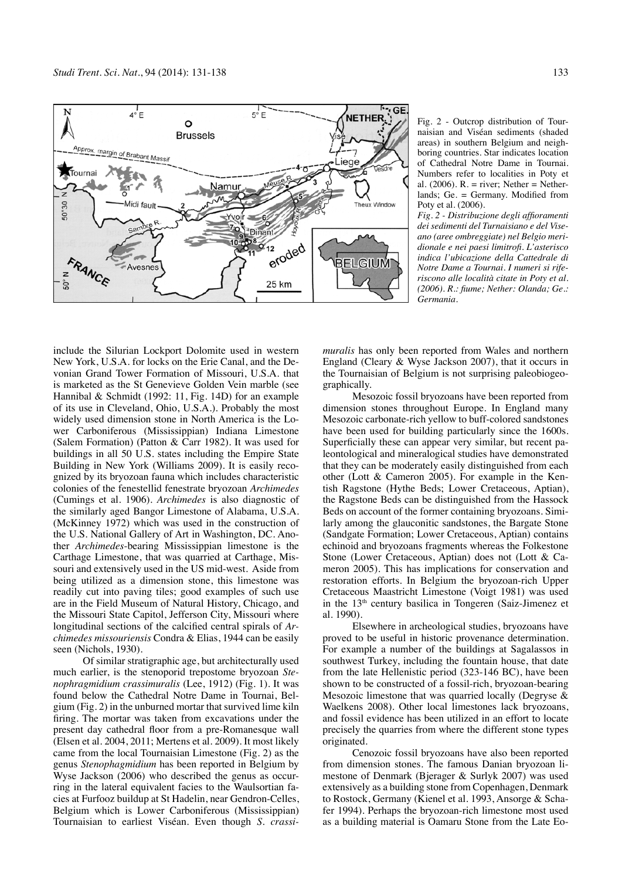Fig. 2 - Outcrop distribution of Tournaisian and Viséan sediments (shaded areas) in southern Belgium and neighboring countries. Star indicates location of Cathedral Notre Dame in Tournai. Numbers refer to localities in Poty et al. (2006). R. = river; Nether = Netherlands; Ge. = Germany. Modified from Poty et al. (2006).

*Fig. 2 - Distribuzione degli affioramenti dei sedimenti del Turnaisiano e del Viseano (aree ombreggiate) nel Belgio meridionale e nei paesi limitrofi. L'asterisco indica l'ubicazione della Cattedrale di Notre Dame a Tournai. I numeri si riferiscono alle località citate in Poty et al. (2006). R.: fiume; Nether: Olanda; Ge.: Germania.*

include the Silurian Lockport Dolomite used in western New York, U.S.A. for locks on the Erie Canal, and the Devonian Grand Tower Formation of Missouri, U.S.A. that is marketed as the St Genevieve Golden Vein marble (see Hannibal & Schmidt (1992: 11, Fig. 14D) for an example of its use in Cleveland, Ohio, U.S.A.). Probably the most widely used dimension stone in North America is the Lower Carboniferous (Mississippian) Indiana Limestone (Salem Formation) (Patton & Carr 1982). It was used for buildings in all 50 U.S. states including the Empire State Building in New York (Williams 2009). It is easily recognized by its bryozoan fauna which includes characteristic colonies of the fenestellid fenestrate bryozoan *Archimedes* (Cumings et al. 1906). *Archimedes* is also diagnostic of the similarly aged Bangor Limestone of Alabama, U.S.A. (McKinney 1972) which was used in the construction of the U.S. National Gallery of Art in Washington, DC. Another *Archimedes*-bearing Mississippian limestone is the Carthage Limestone, that was quarried at Carthage, Missouri and extensively used in the US mid-west. Aside from being utilized as a dimension stone, this limestone was readily cut into paving tiles; good examples of such use are in the Field Museum of Natural History, Chicago, and the Missouri State Capitol, Jefferson City, Missouri where longitudinal sections of the calcified central spirals of *Archimedes missouriensis* Condra & Elias, 1944 can be easily seen (Nichols, 1930).

Of similar stratigraphic age, but architecturally used much earlier, is the stenoporid trepostome bryozoan *Stenophragmidium crassimuralis* (Lee, 1912) (Fig. 1). It was found below the Cathedral Notre Dame in Tournai, Belgium (Fig. 2) in the unburned mortar that survived lime kiln firing. The mortar was taken from excavations under the present day cathedral floor from a pre-Romanesque wall (Elsen et al. 2004, 2011; Mertens et al. 2009). It most likely came from the local Tournaisian Limestone (Fig. 2) as the genus *Stenophagmidium* has been reported in Belgium by Wyse Jackson (2006) who described the genus as occurring in the lateral equivalent facies to the Waulsortian facies at Furfooz buildup at St Hadelin, near Gendron-Celles, Belgium which is Lower Carboniferous (Mississippian) Tournaisian to earliest Viséan. Even though *S. crassimuralis* has only been reported from Wales and northern England (Cleary & Wyse Jackson 2007), that it occurs in the Tournaisian of Belgium is not surprising paleobiogeographically.

Mesozoic fossil bryozoans have been reported from dimension stones throughout Europe. In England many Mesozoic carbonate-rich yellow to buff-colored sandstones have been used for building particularly since the 1600s. Superficially these can appear very similar, but recent paleontological and mineralogical studies have demonstrated that they can be moderately easily distinguished from each other (Lott & Cameron 2005). For example in the Kentish Ragstone (Hythe Beds; Lower Cretaceous, Aptian), the Ragstone Beds can be distinguished from the Hassock Beds on account of the former containing bryozoans. Similarly among the glauconitic sandstones, the Bargate Stone (Sandgate Formation; Lower Cretaceous, Aptian) contains echinoid and bryozoans fragments whereas the Folkestone Stone (Lower Cretaceous, Aptian) does not (Lott & Cameron 2005). This has implications for conservation and restoration efforts. In Belgium the bryozoan-rich Upper Cretaceous Maastricht Limestone (Voigt 1981) was used in the 13th century basilica in Tongeren (Saiz-Jimenez et al. 1990).

Elsewhere in archeological studies, bryozoans have proved to be useful in historic provenance determination. For example a number of the buildings at Sagalassos in southwest Turkey, including the fountain house, that date from the late Hellenistic period (323-146 BC), have been shown to be constructed of a fossil-rich, bryozoan-bearing Mesozoic limestone that was quarried locally (Degryse & Waelkens 2008). Other local limestones lack bryozoans, and fossil evidence has been utilized in an effort to locate precisely the quarries from where the different stone types originated.

Cenozoic fossil bryozoans have also been reported from dimension stones. The famous Danian bryozoan limestone of Denmark (Bjerager & Surlyk 2007) was used extensively as a building stone from Copenhagen, Denmark to Rostock, Germany (Kienel et al. 1993, Ansorge & Schafer 1994). Perhaps the bryozoan-rich limestone most used as a building material is Oamaru Stone from the Late Eo-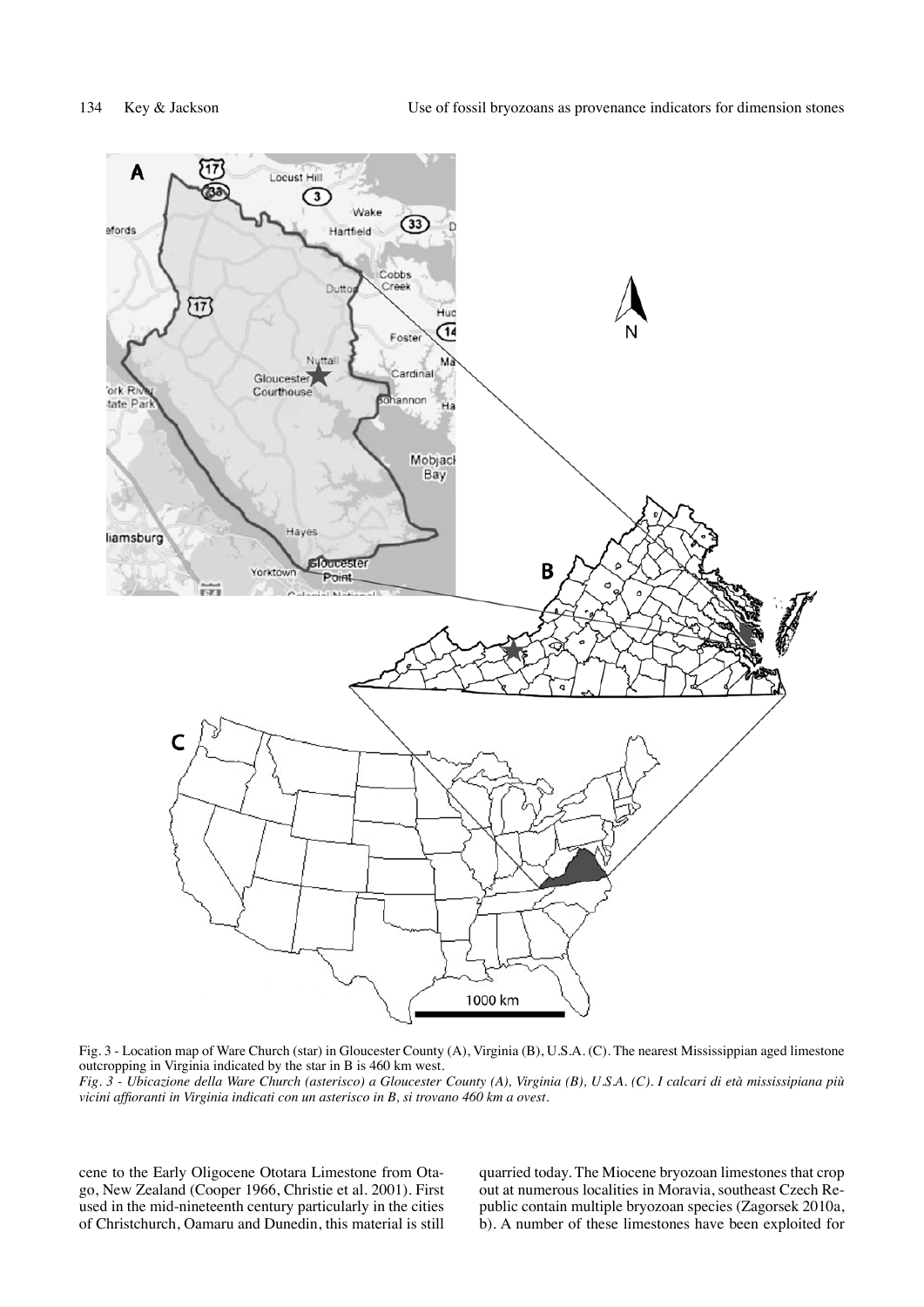Fig. 3 - Location map of Ware Church (star) in Gloucester County (A), Virginia (B), U.S.A. (C). The nearest Mississippian aged limestone outcropping in Virginia indicated by the star in B is 460 km west.

*Fig. 3 - Ubicazione della Ware Church (asterisco) a Gloucester County (A), Virginia (B), U.S.A. (C). I calcari di età mississipiana più vicini affioranti in Virginia indicati con un asterisco in B, si trovano 460 km a ovest.*

cene to the Early Oligocene Ototara Limestone from Otago, New Zealand (Cooper 1966, Christie et al. 2001). First used in the mid-nineteenth century particularly in the cities of Christchurch, Oamaru and Dunedin, this material is still quarried today. The Miocene bryozoan limestones that crop out at numerous localities in Moravia, southeast Czech Republic contain multiple bryozoan species (Zagorsek 2010a, b). A number of these limestones have been exploited for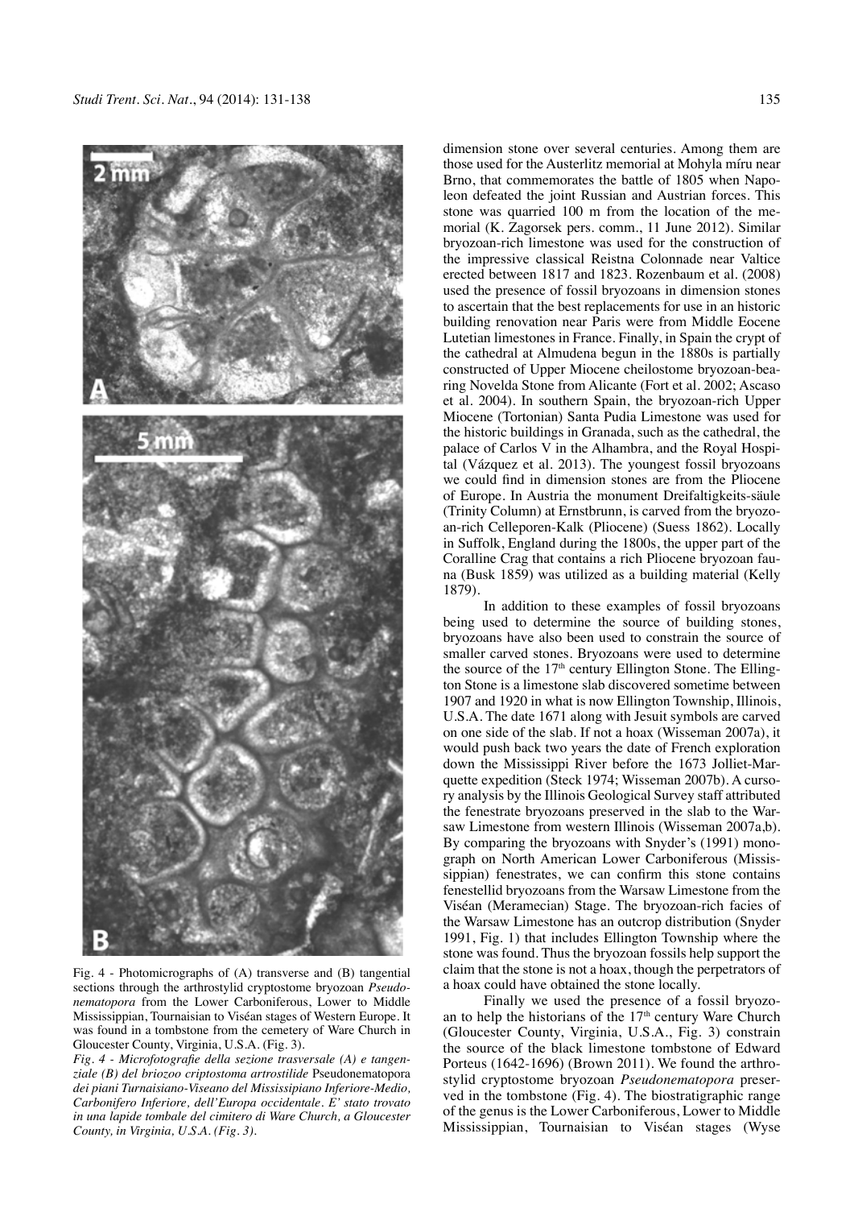Fig. 4 - Photomicrographs of (A) transverse and (B) tangential sections through the arthrostylid cryptostome bryozoan *Pseudonematopora* from the Lower Carboniferous, Lower to Middle Mississippian, Tournaisian to Viséan stages of Western Europe. It was found in a tombstone from the cemetery of Ware Church in Gloucester County, Virginia, U.S.A. (Fig. 3).

*Fig. 4 - Microfotografie della sezione trasversale (A) e tangenziale (B) del briozoo criptostoma artrostilide* Pseudonematopora *dei piani Turnaisiano-Viseano del Mississipiano Inferiore-Medio, Carbonifero Inferiore, dell'Europa occidentale. E' stato trovato in una lapide tombale del cimitero di Ware Church, a Gloucester County, in Virginia, U.S.A. (Fig. 3).*

dimension stone over several centuries. Among them are those used for the Austerlitz memorial at Mohyla míru near Brno, that commemorates the battle of 1805 when Napoleon defeated the joint Russian and Austrian forces. This stone was quarried 100 m from the location of the memorial (K. Zagorsek pers. comm., 11 June 2012). Similar bryozoan-rich limestone was used for the construction of the impressive classical Reistna Colonnade near Valtice erected between 1817 and 1823. Rozenbaum et al. (2008) used the presence of fossil bryozoans in dimension stones to ascertain that the best replacements for use in an historic building renovation near Paris were from Middle Eocene Lutetian limestones in France. Finally, in Spain the crypt of the cathedral at Almudena begun in the 1880s is partially constructed of Upper Miocene cheilostome bryozoan-bearing Novelda Stone from Alicante (Fort et al. 2002; Ascaso et al. 2004). In southern Spain, the bryozoan-rich Upper Miocene (Tortonian) Santa Pudia Limestone was used for the historic buildings in Granada, such as the cathedral, the palace of Carlos V in the Alhambra, and the Royal Hospital (Vázquez et al. 2013). The youngest fossil bryozoans we could find in dimension stones are from the Pliocene of Europe. In Austria the monument Dreifaltigkeits-säule (Trinity Column) at Ernstbrunn, is carved from the bryozoan-rich Celleporen-Kalk (Pliocene) (Suess 1862). Locally in Suffolk, England during the 1800s, the upper part of the Coralline Crag that contains a rich Pliocene bryozoan fauna (Busk 1859) was utilized as a building material (Kelly 1879).

In addition to these examples of fossil bryozoans being used to determine the source of building stones, bryozoans have also been used to constrain the source of smaller carved stones. Bryozoans were used to determine the source of the 17th century Ellington Stone. The Ellington Stone is a limestone slab discovered sometime between 1907 and 1920 in what is now Ellington Township, Illinois, U.S.A. The date 1671 along with Jesuit symbols are carved on one side of the slab. If not a hoax (Wisseman 2007a), it would push back two years the date of French exploration down the Mississippi River before the 1673 Jolliet-Marquette expedition (Steck 1974; Wisseman 2007b). A cursory analysis by the Illinois Geological Survey staff attributed the fenestrate bryozoans preserved in the slab to the Warsaw Limestone from western Illinois (Wisseman 2007a,b). By comparing the bryozoans with Snyder's (1991) monograph on North American Lower Carboniferous (Mississippian) fenestrates, we can confirm this stone contains fenestellid bryozoans from the Warsaw Limestone from the Viséan (Meramecian) Stage. The bryozoan-rich facies of the Warsaw Limestone has an outcrop distribution (Snyder 1991, Fig. 1) that includes Ellington Township where the stone was found. Thus the bryozoan fossils help support the claim that the stone is not a hoax, though the perpetrators of a hoax could have obtained the stone locally.

Finally we used the presence of a fossil bryozoan to help the historians of the 17th century Ware Church (Gloucester County, Virginia, U.S.A., Fig. 3) constrain the source of the black limestone tombstone of Edward Porteus (1642-1696) (Brown 2011). We found the arthrostylid cryptostome bryozoan *Pseudonematopora* preserved in the tombstone (Fig. 4). The biostratigraphic range of the genus is the Lower Carboniferous, Lower to Middle Mississippian, Tournaisian to Viséan stages (Wyse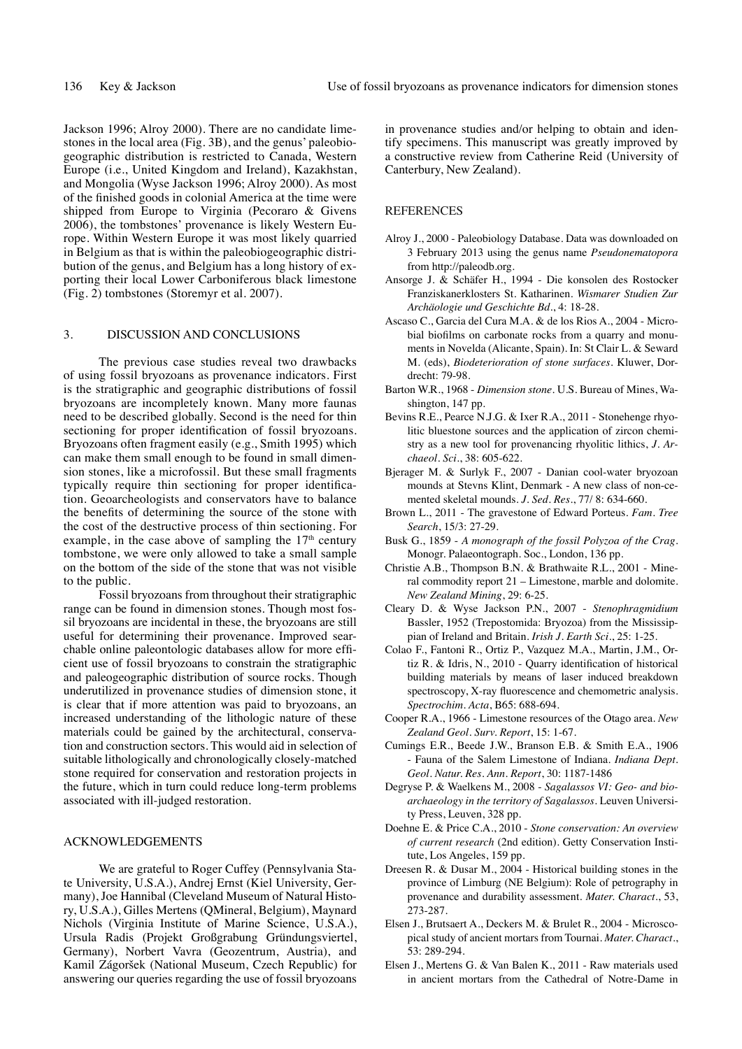Jackson 1996; Alroy 2000). There are no candidate limestones in the local area (Fig. 3B), and the genus' paleobiogeographic distribution is restricted to Canada, Western Europe (i.e., United Kingdom and Ireland), Kazakhstan, and Mongolia (Wyse Jackson 1996; Alroy 2000). As most of the finished goods in colonial America at the time were shipped from Europe to Virginia (Pecoraro & Givens 2006), the tombstones' provenance is likely Western Europe. Within Western Europe it was most likely quarried in Belgium as that is within the paleobiogeographic distribution of the genus, and Belgium has a long history of exporting their local Lower Carboniferous black limestone (Fig. 2) tombstones (Storemyr et al. 2007).

## 3. DISCUSSION AND CONCLUSIONS

The previous case studies reveal two drawbacks of using fossil bryozoans as provenance indicators. First is the stratigraphic and geographic distributions of fossil bryozoans are incompletely known. Many more faunas need to be described globally. Second is the need for thin sectioning for proper identification of fossil bryozoans. Bryozoans often fragment easily (e.g., Smith 1995) which can make them small enough to be found in small dimension stones, like a microfossil. But these small fragments typically require thin sectioning for proper identification. Geoarcheologists and conservators have to balance the benefits of determining the source of the stone with the cost of the destructive process of thin sectioning. For example, in the case above of sampling the 17th century tombstone, we were only allowed to take a small sample on the bottom of the side of the stone that was not visible to the public.

Fossil bryozoans from throughout their stratigraphic range can be found in dimension stones. Though most fossil bryozoans are incidental in these, the bryozoans are still useful for determining their provenance. Improved searchable online paleontologic databases allow for more efficient use of fossil bryozoans to constrain the stratigraphic and paleogeographic distribution of source rocks. Though underutilized in provenance studies of dimension stone, it is clear that if more attention was paid to bryozoans, an increased understanding of the lithologic nature of these materials could be gained by the architectural, conservation and construction sectors. This would aid in selection of suitable lithologically and chronologically closely-matched stone required for conservation and restoration projects in the future, which in turn could reduce long-term problems associated with ill-judged restoration.

## ACKNOWLEDGEMENTS

We are grateful to Roger Cuffey (Pennsylvania State University, U.S.A.), Andrej Ernst (Kiel University, Germany), Joe Hannibal (Cleveland Museum of Natural History, U.S.A.), Gilles Mertens (QMineral, Belgium), Maynard Nichols (Virginia Institute of Marine Science, U.S.A.), Ursula Radis (Projekt Großgrabung Gründungsviertel, Germany), Norbert Vavra (Geozentrum, Austria), and Kamil Zágoršek (National Museum, Czech Republic) for answering our queries regarding the use of fossil bryozoans in provenance studies and/or helping to obtain and identify specimens. This manuscript was greatly improved by a constructive review from Catherine Reid (University of Canterbury, New Zealand).

## REFERENCES

Alroy J., 2000 - Paleobiology Database. Data was downloaded on 3 February 2013 using the genus name *Pseudonematopora* from http://paleodb.org.

Ansorge J. & Schäfer H., 1994 - Die konsolen des Rostocker Franziskanerklosters St. Katharinen. *Wismarer Studien Zur Archäologie und Geschichte Bd*., 4: 18-28.

Ascaso C., Garcia del Cura M.A. & de los Rios A., 2004 - Microbial biofilms on carbonate rocks from a quarry and monuments in Novelda (Alicante, Spain). In: St Clair L. & Seward M. (eds), *Biodeterioration of stone surfaces*. Kluwer, Dordrecht: 79-98.

Barton W.R., 1968 - *Dimension stone*. U.S. Bureau of Mines, Washington, 147 pp.

Bevins R.E., Pearce N.J.G. & Ixer R.A., 2011 - Stonehenge rhyolitic bluestone sources and the application of zircon chemistry as a new tool for provenancing rhyolitic lithics, *J. Archaeol. Sci*., 38: 605-622.

Bjerager M. & Surlyk F., 2007 - Danian cool-water bryozoan mounds at Stevns Klint, Denmark - A new class of non-cemented skeletal mounds. *J. Sed. Res*., 77/ 8: 634-660.

Brown L., 2011 - The gravestone of Edward Porteus. *Fam. Tree Search*, 15/3: 27-29.

Busk G., 1859 - *A monograph of the fossil Polyzoa of the Crag*. Monogr. Palaeontograph. Soc., London, 136 pp.

Christie A.B., Thompson B.N. & Brathwaite R.L., 2001 - Mineral commodity report 21 – Limestone, marble and dolomite. *New Zealand Mining*, 29: 6-25.

Cleary D. & Wyse Jackson P.N., 2007 - *Stenophragmidium* Bassler, 1952 (Trepostomida: Bryozoa) from the Mississippian of Ireland and Britain. *Irish J. Earth Sci*., 25: 1-25.

Colao F., Fantoni R., Ortiz P., Vazquez M.A., Martin, J.M., Ortiz R. & Idris, N., 2010 - Quarry identification of historical building materials by means of laser induced breakdown spectroscopy, X-ray fluorescence and chemometric analysis. *Spectrochim. Acta*, B65: 688-694.

Cooper R.A., 1966 - Limestone resources of the Otago area. *New Zealand Geol. Surv. Report*, 15: 1-67.

Cumings E.R., Beede J.W., Branson E.B. & Smith E.A., 1906 - Fauna of the Salem Limestone of Indiana. *Indiana Dept. Geol. Natur. Res. Ann. Report*, 30: 1187-1486

Degryse P. & Waelkens M., 2008 - *Sagalassos VI: Geo- and bioarchaeology in the territory of Sagalassos*. Leuven University Press, Leuven, 328 pp.

Doehne E. & Price C.A., 2010 - *Stone conservation: An overview of current research* (2nd edition). Getty Conservation Institute, Los Angeles, 159 pp.

Dreesen R. & Dusar M., 2004 - Historical building stones in the province of Limburg (NE Belgium): Role of petrography in provenance and durability assessment. *Mater. Charact*., 53, 273-287.

Elsen J., Brutsaert A., Deckers M. & Brulet R., 2004 - Microscopical study of ancient mortars from Tournai. *Mater. Charact*., 53: 289-294.

Elsen J., Mertens G. & Van Balen K., 2011 - Raw materials used in ancient mortars from the Cathedral of Notre-Dame in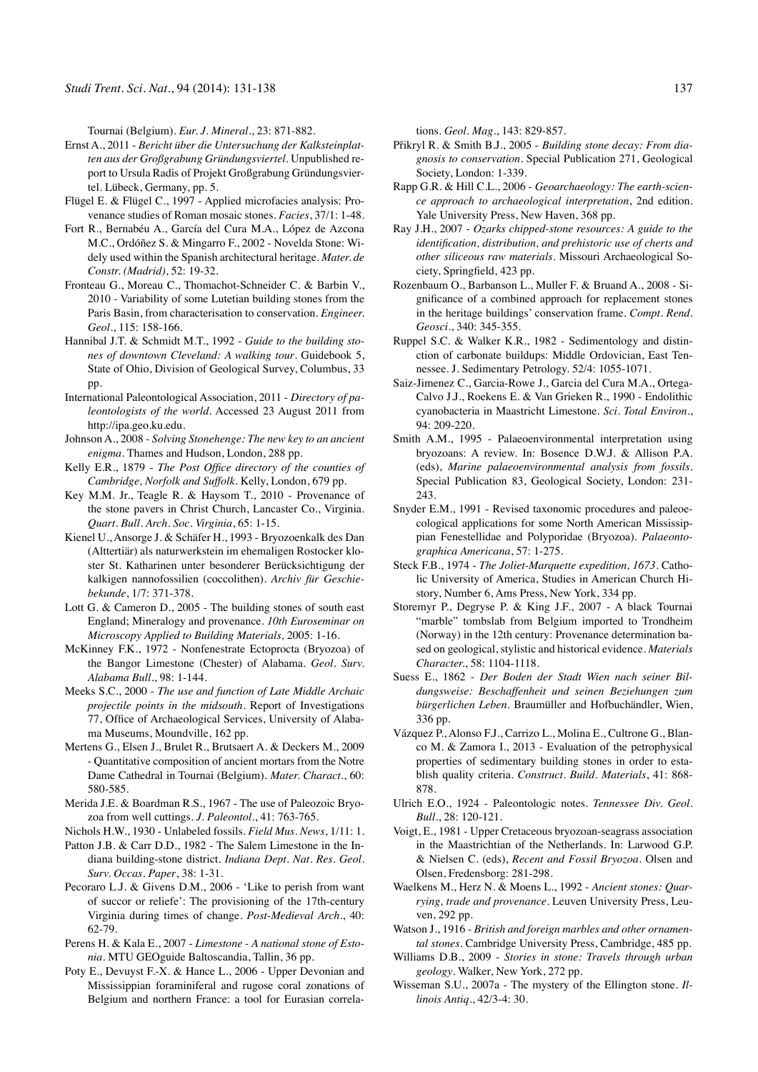Tournai (Belgium). *Eur. J. Mineral.*, 23: 871-882.

Ernst A., 2011 - *Bericht über die Untersuchung der Kalksteinplatten aus der Großgrabung Gründungsviertel*. Unpublished report to Ursula Radis of Projekt Großgrabung Gründungsviertel. Lübeck, Germany, pp. 5.

Flügel E. & Flügel C., 1997 - Applied microfacies analysis: Provenance studies of Roman mosaic stones. *Facies*, 37/1: 1-48.

Fort R., Bernabéu A., García del Cura M.A., López de Azcona M.C., Ordóñez S. & Mingarro F., 2002 - Novelda Stone: Widely used within the Spanish architectural heritage. *Mater. de Constr. (Madrid)*, 52: 19-32.

Fronteau G., Moreau C., Thomachot-Schneider C. & Barbin V., 2010 - Variability of some Lutetian building stones from the Paris Basin, from characterisation to conservation. *Engineer. Geol.*, 115: 158-166.

Hannibal J.T. & Schmidt M.T., 1992 - *Guide to the building stones of downtown Cleveland: A walking tour*. Guidebook 5, State of Ohio, Division of Geological Survey, Columbus, 33 pp.

International Paleontological Association, 2011 - *Directory of paleontologists of the world*. Accessed 23 August 2011 from http://ipa.geo.ku.edu.

Johnson A., 2008 - *Solving Stonehenge: The new key to an ancient enigma*. Thames and Hudson, London, 288 pp.

Kelly E.R., 1879 - *The Post Office directory of the counties of Cambridge, Norfolk and Suffolk*. Kelly, London, 679 pp.

Key M.M. Jr., Teagle R. & Haysom T., 2010 - Provenance of the stone pavers in Christ Church, Lancaster Co., Virginia. *Quart. Bull. Arch. Soc. Virginia*, 65: 1-15.

Kienel U., Ansorge J. & Schäfer H., 1993 - Bryozoenkalk des Dan (Alttertiär) als naturwerkstein im ehemaligen Rostocker kloster St. Katharinen unter besonderer Berücksichtigung der kalkigen nannofossilien (coccolithen). *Archiv für Geschiebekunde*, 1/7: 371-378.

Lott G. & Cameron D., 2005 - The building stones of south east England; Mineralogy and provenance. *10th Euroseminar on Microscopy Applied to Building Materials,* 2005: 1-16.

McKinney F.K., 1972 - Nonfenestrate Ectoprocta (Bryozoa) of the Bangor Limestone (Chester) of Alabama. *Geol. Surv. Alabama Bull.*, 98: 1-144.

Meeks S.C., 2000 - *The use and function of Late Middle Archaic projectile points in the midsouth*. Report of Investigations 77, Office of Archaeological Services, University of Alabama Museums, Moundville, 162 pp.

Mertens G., Elsen J., Brulet R., Brutsaert A. & Deckers M., 2009 - Quantitative composition of ancient mortars from the Notre Dame Cathedral in Tournai (Belgium). *Mater. Charact.*, 60: 580-585.

Merida J.E. & Boardman R.S., 1967 - The use of Paleozoic Bryozoa from well cuttings. *J. Paleontol.*, 41: 763-765.

Nichols H.W., 1930 - Unlabeled fossils. *Field Mus. News*, 1/11: 1.

Patton J.B. & Carr D.D., 1982 - The Salem Limestone in the Indiana building-stone district. *Indiana Dept. Nat. Res. Geol. Surv. Occas. Paper*, 38: 1-31.

Pecoraro L.J. & Givens D.M., 2006 - 'Like to perish from want of succor or reliefe': The provisioning of the 17th-century Virginia during times of change. *Post-Medieval Arch.*, 40: 62-79.

Perens H. & Kala E., 2007 - *Limestone - A national stone of Estonia*. MTU GEOguide Baltoscandia, Tallin, 36 pp.

Poty E., Devuyst F.-X. & Hance L., 2006 - Upper Devonian and Mississippian foraminiferal and rugose coral zonations of Belgium and northern France: a tool for Eurasian correlations. *Geol. Mag.*, 143: 829-857.

Přikryl R. & Smith B.J., 2005 - *Building stone decay: From diagnosis to conservation*. Special Publication 271, Geological Society, London: 1-339.

Rapp G.R. & Hill C.L., 2006 - *Geoarchaeology: The earth-science approach to archaeological interpretation*, 2nd edition. Yale University Press, New Haven, 368 pp.

Ray J.H., 2007 - *Ozarks chipped-stone resources: A guide to the identification, distribution, and prehistoric use of cherts and other siliceous raw materials*. Missouri Archaeological Society, Springfield, 423 pp.

Rozenbaum O., Barbanson L., Muller F. & Bruand A., 2008 - Significance of a combined approach for replacement stones in the heritage buildings' conservation frame. *Compt. Rend. Geosci.*, 340: 345-355.

Ruppel S.C. & Walker K.R., 1982 - Sedimentology and distinction of carbonate buildups: Middle Ordovician, East Tennessee. J. Sedimentary Petrology. 52/4: 1055-1071.

Saiz-Jimenez C., Garcia-Rowe J., Garcia del Cura M.A., Ortega-Calvo J.J., Roekens E. & Van Grieken R., 1990 - Endolithic cyanobacteria in Maastricht Limestone. *Sci. Total Environ.*, 94: 209-220.

Smith A.M., 1995 - Palaeoenvironmental interpretation using bryozoans: A review. In: Bosence D.W.J. & Allison P.A. (eds), *Marine palaeoenvironmental analysis from fossils*. Special Publication 83, Geological Society, London: 231-243.

Snyder E.M., 1991 - Revised taxonomic procedures and paleoecological applications for some North American Mississippian Fenestellidae and Polyporidae (Bryozoa). *Palaeontographica Americana*, 57: 1-275.

Steck F.B., 1974 - *The Joliet-Marquette expedition, 1673*. Catholic University of America, Studies in American Church History, Number 6, Ams Press, New York, 334 pp.

Storemyr P., Degryse P. & King J.F., 2007 - A black Tournai "marble" tombslab from Belgium imported to Trondheim (Norway) in the 12th century: Provenance determination based on geological, stylistic and historical evidence. *Materials Character.*, 58: 1104-1118.

Suess E., 1862 - *Der Boden der Stadt Wien nach seiner Bildungsweise: Beschaffenheit und seinen Beziehungen zum bürgerlichen Leben*. Braumüller and Hofbuchändler, Wien, 336 pp.

Vázquez P., Alonso F.J., Carrizo L., Molina E., Cultrone G., Blanco M. & Zamora I., 2013 - Evaluation of the petrophysical properties of sedimentary building stones in order to establish quality criteria. *Construct. Build. Materials*, 41: 868-878.

Ulrich E.O., 1924 - Paleontologic notes. *Tennessee Div. Geol. Bull.*, 28: 120-121.

Voigt, E., 1981 - Upper Cretaceous bryozoan-seagrass association in the Maastrichtian of the Netherlands. In: Larwood G.P. & Nielsen C. (eds), *Recent and Fossil Bryozoa*. Olsen and Olsen, Fredensborg: 281-298.

Waelkens M., Herz N. & Moens L., 1992 - *Ancient stones: Quarrying, trade and provenance*. Leuven University Press, Leuven, 292 pp.

Watson J., 1916 - *British and foreign marbles and other ornamental stones*. Cambridge University Press, Cambridge, 485 pp.

Williams D.B., 2009 - *Stories in stone: Travels through urban geology*. Walker, New York, 272 pp.

Wisseman S.U., 2007a - The mystery of the Ellington stone. *Illinois Antiq.*, 42/3-4: 30.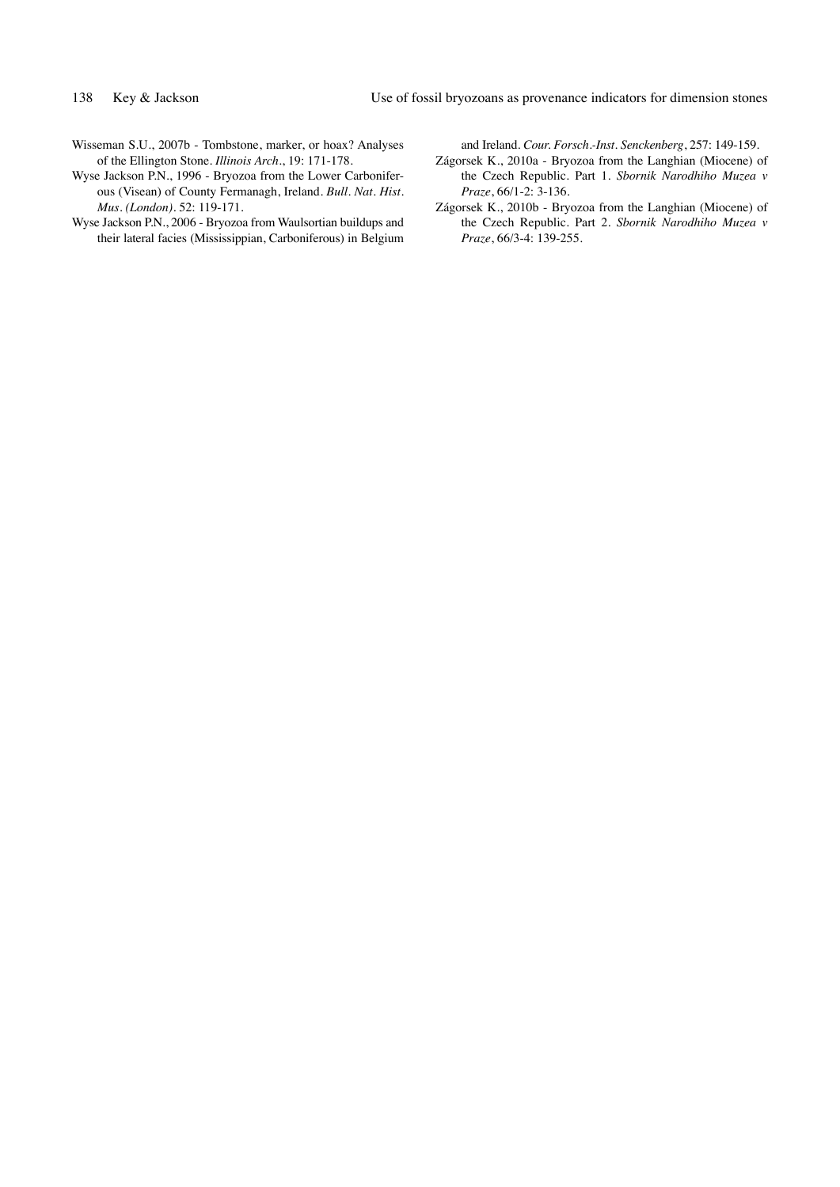Wisseman S.U., 2007b - Tombstone, marker, or hoax? Analyses of the Ellington Stone. *Illinois Arch.*, 19: 171-178.

Wyse Jackson P.N., 1996 - Bryozoa from the Lower Carboniferous (Visean) of County Fermanagh, Ireland. *Bull. Nat. Hist. Mus. (London)*. 52: 119-171.

Wyse Jackson P.N., 2006 - Bryozoa from Waulsortian buildups and their lateral facies (Mississippian, Carboniferous) in Belgium and Ireland. *Cour. Forsch.-Inst. Senckenberg*, 257: 149-159.

Zágorsek K., 2010a - Bryozoa from the Langhian (Miocene) of the Czech Republic. Part 1. *Sbornik Narodhiho Muzea v Praze*, 66/1-2: 3-136.

Zágorsek K., 2010b - Bryozoa from the Langhian (Miocene) of the Czech Republic. Part 2. *Sbornik Narodhiho Muzea v Praze*, 66/3-4: 139-255.